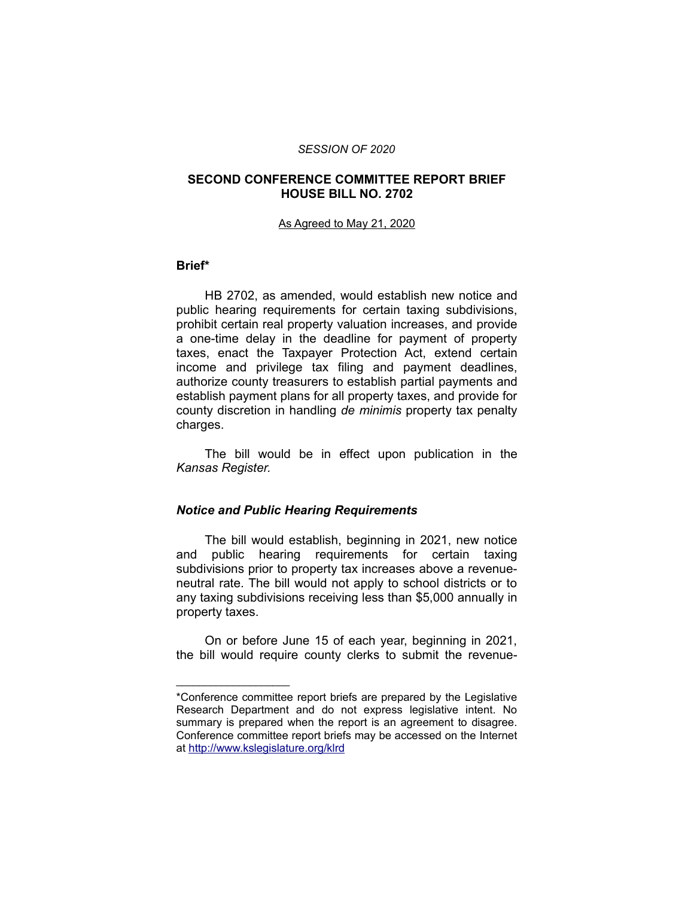*SESSION OF 2020*

# SECOND CONFERENCE COMMITTEE REPORT BRIEF
# HOUSE BILL NO. 2702

As Agreed to May 21, 2020

## Brief*

HB 2702, as amended, would establish new notice and public hearing requirements for certain taxing subdivisions, prohibit certain real property valuation increases, and provide a one-time delay in the deadline for payment of property taxes, enact the Taxpayer Protection Act, extend certain income and privilege tax filing and payment deadlines, authorize county treasurers to establish partial payments and establish payment plans for all property taxes, and provide for county discretion in handling *de minimis* property tax penalty charges.

The bill would be in effect upon publication in the *Kansas Register.*

### *Notice and Public Hearing Requirements*

The bill would establish, beginning in 2021, new notice and public hearing requirements for certain taxing subdivisions prior to property tax increases above a revenue-neutral rate. The bill would not apply to school districts or to any taxing subdivisions receiving less than $5,000 annually in property taxes.

On or before June 15 of each year, beginning in 2021, the bill would require county clerks to submit the revenue-

---

*Conference committee report briefs are prepared by the Legislative Research Department and do not express legislative intent. No summary is prepared when the report is an agreement to disagree. Conference committee report briefs may be accessed on the Internet at http://www.kslegislature.org/klrd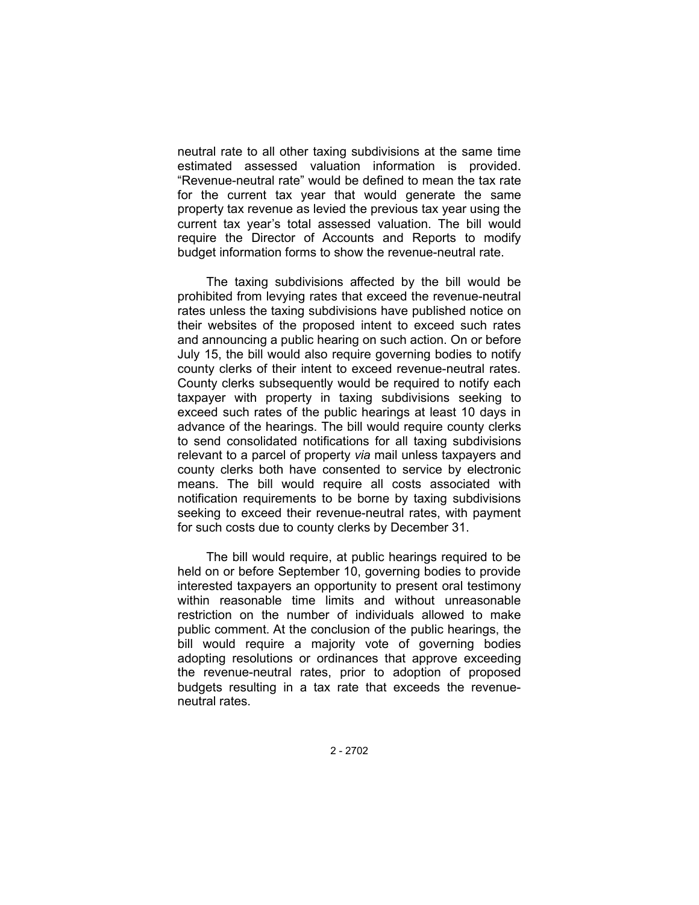neutral rate to all other taxing subdivisions at the same time estimated assessed valuation information is provided. “Revenue-neutral rate” would be defined to mean the tax rate for the current tax year that would generate the same property tax revenue as levied the previous tax year using the current tax year’s total assessed valuation. The bill would require the Director of Accounts and Reports to modify budget information forms to show the revenue-neutral rate.

The taxing subdivisions affected by the bill would be prohibited from levying rates that exceed the revenue-neutral rates unless the taxing subdivisions have published notice on their websites of the proposed intent to exceed such rates and announcing a public hearing on such action. On or before July 15, the bill would also require governing bodies to notify county clerks of their intent to exceed revenue-neutral rates. County clerks subsequently would be required to notify each taxpayer with property in taxing subdivisions seeking to exceed such rates of the public hearings at least 10 days in advance of the hearings. The bill would require county clerks to send consolidated notifications for all taxing subdivisions relevant to a parcel of property *via* mail unless taxpayers and county clerks both have consented to service by electronic means. The bill would require all costs associated with notification requirements to be borne by taxing subdivisions seeking to exceed their revenue-neutral rates, with payment for such costs due to county clerks by December 31.

The bill would require, at public hearings required to be held on or before September 10, governing bodies to provide interested taxpayers an opportunity to present oral testimony within reasonable time limits and without unreasonable restriction on the number of individuals allowed to make public comment. At the conclusion of the public hearings, the bill would require a majority vote of governing bodies adopting resolutions or ordinances that approve exceeding the revenue-neutral rates, prior to adoption of proposed budgets resulting in a tax rate that exceeds the revenue-neutral rates.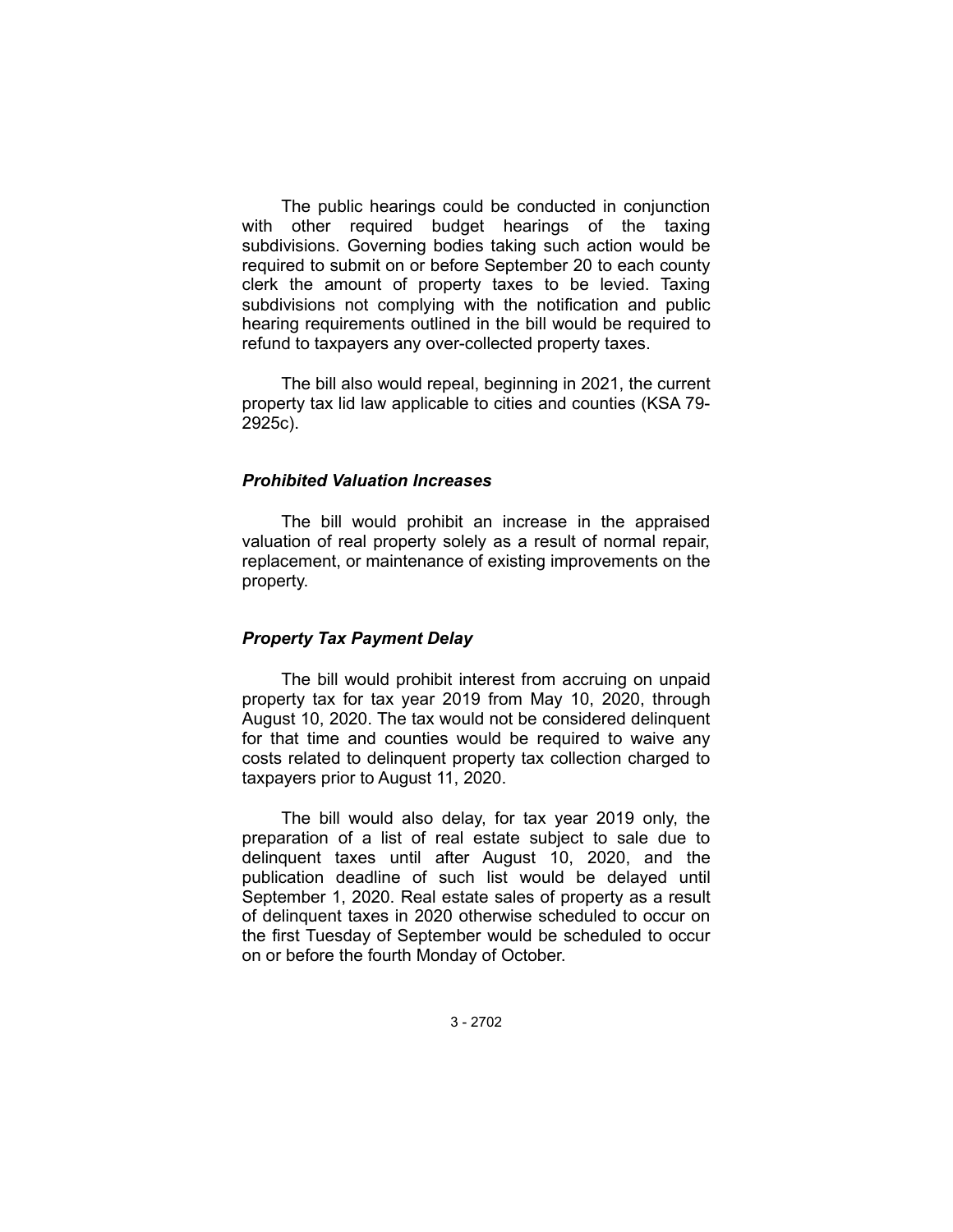The public hearings could be conducted in conjunction with other required budget hearings of the taxing subdivisions. Governing bodies taking such action would be required to submit on or before September 20 to each county clerk the amount of property taxes to be levied. Taxing subdivisions not complying with the notification and public hearing requirements outlined in the bill would be required to refund to taxpayers any over-collected property taxes.

The bill also would repeal, beginning in 2021, the current property tax lid law applicable to cities and counties (KSA 79-2925c).

### *Prohibited Valuation Increases*

The bill would prohibit an increase in the appraised valuation of real property solely as a result of normal repair, replacement, or maintenance of existing improvements on the property.

### *Property Tax Payment Delay*

The bill would prohibit interest from accruing on unpaid property tax for tax year 2019 from May 10, 2020, through August 10, 2020. The tax would not be considered delinquent for that time and counties would be required to waive any costs related to delinquent property tax collection charged to taxpayers prior to August 11, 2020.

The bill would also delay, for tax year 2019 only, the preparation of a list of real estate subject to sale due to delinquent taxes until after August 10, 2020, and the publication deadline of such list would be delayed until September 1, 2020. Real estate sales of property as a result of delinquent taxes in 2020 otherwise scheduled to occur on the first Tuesday of September would be scheduled to occur on or before the fourth Monday of October.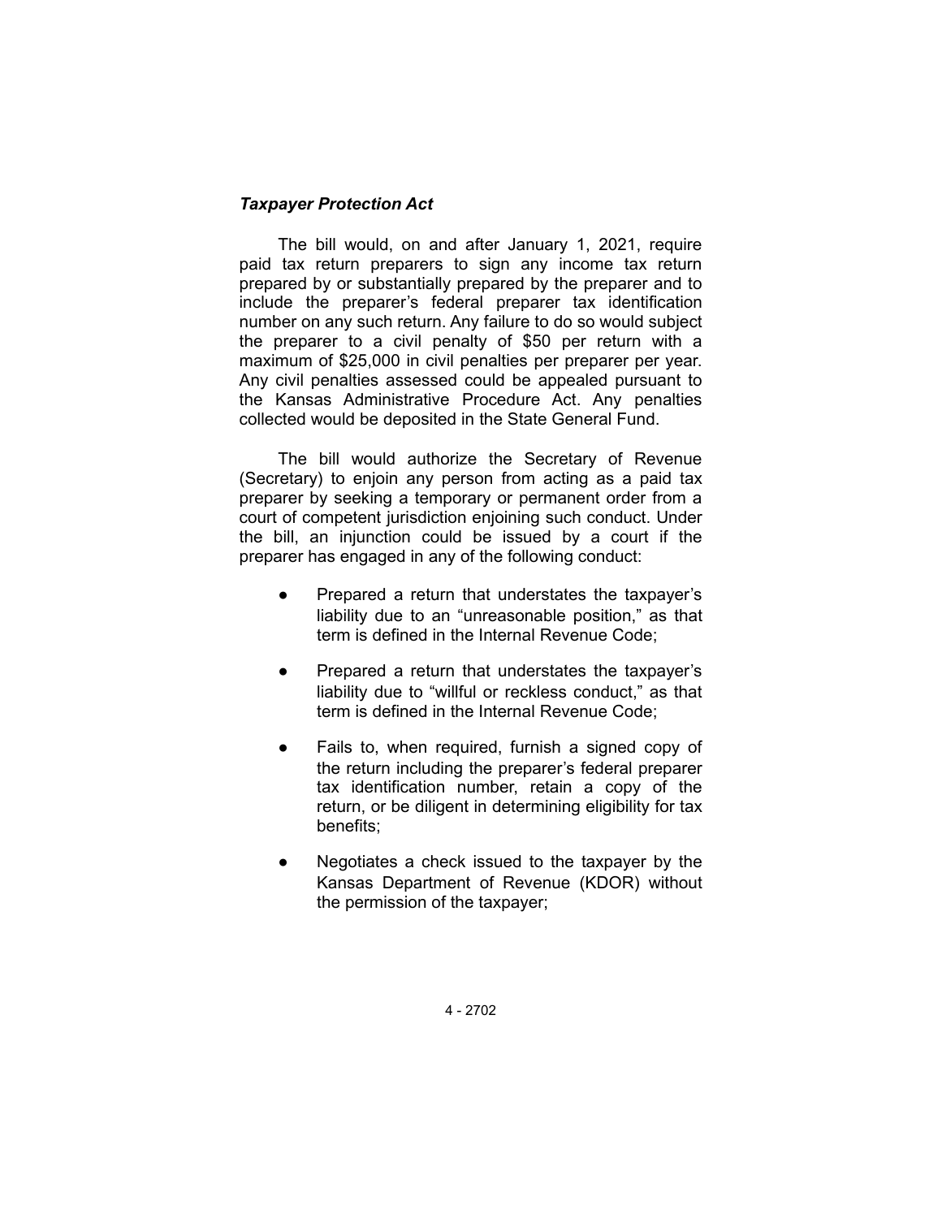### *Taxpayer Protection Act*

The bill would, on and after January 1, 2021, require paid tax return preparers to sign any income tax return prepared by or substantially prepared by the preparer and to include the preparer's federal preparer tax identification number on any such return. Any failure to do so would subject the preparer to a civil penalty of $50 per return with a maximum of $25,000 in civil penalties per preparer per year. Any civil penalties assessed could be appealed pursuant to the Kansas Administrative Procedure Act. Any penalties collected would be deposited in the State General Fund.

The bill would authorize the Secretary of Revenue (Secretary) to enjoin any person from acting as a paid tax preparer by seeking a temporary or permanent order from a court of competent jurisdiction enjoining such conduct. Under the bill, an injunction could be issued by a court if the preparer has engaged in any of the following conduct:

- Prepared a return that understates the taxpayer's liability due to an "unreasonable position," as that term is defined in the Internal Revenue Code;
- Prepared a return that understates the taxpayer's liability due to "willful or reckless conduct," as that term is defined in the Internal Revenue Code;
- Fails to, when required, furnish a signed copy of the return including the preparer's federal preparer tax identification number, retain a copy of the return, or be diligent in determining eligibility for tax benefits;
- Negotiates a check issued to the taxpayer by the Kansas Department of Revenue (KDOR) without the permission of the taxpayer;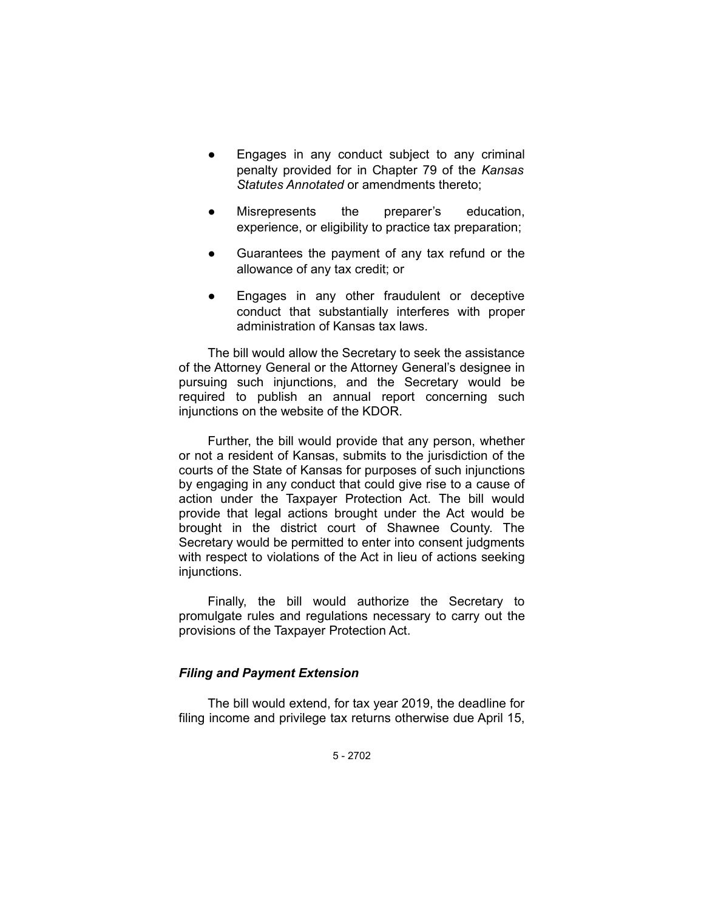- Engages in any conduct subject to any criminal penalty provided for in Chapter 79 of the *Kansas Statutes Annotated* or amendments thereto;
- Misrepresents the preparer's education, experience, or eligibility to practice tax preparation;
- Guarantees the payment of any tax refund or the allowance of any tax credit; or
- Engages in any other fraudulent or deceptive conduct that substantially interferes with proper administration of Kansas tax laws.

The bill would allow the Secretary to seek the assistance of the Attorney General or the Attorney General's designee in pursuing such injunctions, and the Secretary would be required to publish an annual report concerning such injunctions on the website of the KDOR.

Further, the bill would provide that any person, whether or not a resident of Kansas, submits to the jurisdiction of the courts of the State of Kansas for purposes of such injunctions by engaging in any conduct that could give rise to a cause of action under the Taxpayer Protection Act. The bill would provide that legal actions brought under the Act would be brought in the district court of Shawnee County. The Secretary would be permitted to enter into consent judgments with respect to violations of the Act in lieu of actions seeking injunctions.

Finally, the bill would authorize the Secretary to promulgate rules and regulations necessary to carry out the provisions of the Taxpayer Protection Act.

### *Filing and Payment Extension*

The bill would extend, for tax year 2019, the deadline for filing income and privilege tax returns otherwise due April 15,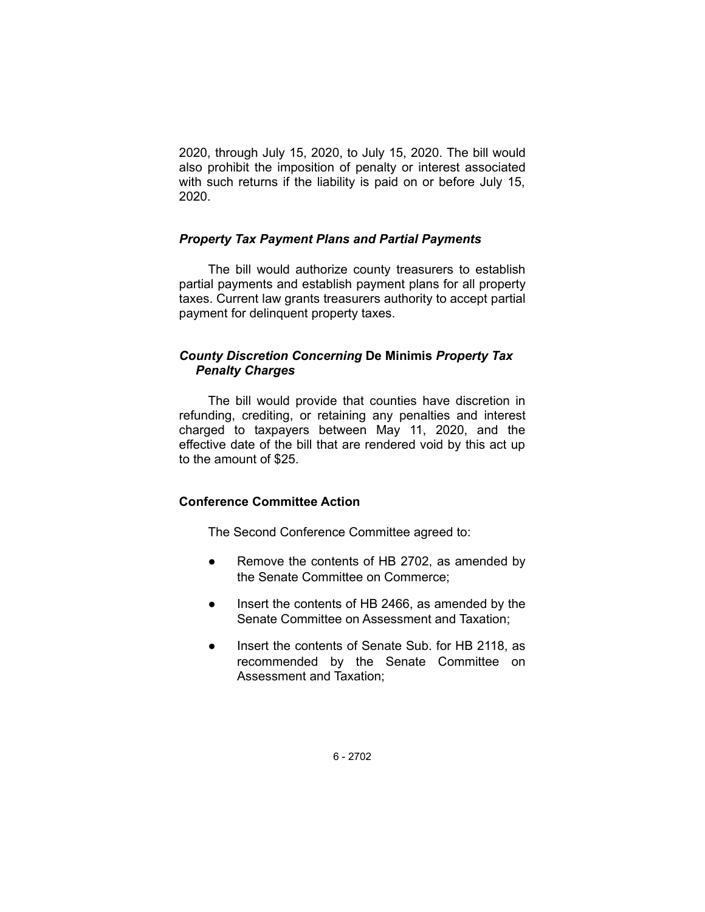2020, through July 15, 2020, to July 15, 2020. The bill would also prohibit the imposition of penalty or interest associated with such returns if the liability is paid on or before July 15, 2020.

### *Property Tax Payment Plans and Partial Payments*

The bill would authorize county treasurers to establish partial payments and establish payment plans for all property taxes. Current law grants treasurers authority to accept partial payment for delinquent property taxes.

### *County Discretion Concerning* **De Minimis** *Property Tax Penalty Charges*

The bill would provide that counties have discretion in refunding, crediting, or retaining any penalties and interest charged to taxpayers between May 11, 2020, and the effective date of the bill that are rendered void by this act up to the amount of $25.

### **Conference Committee Action**

The Second Conference Committee agreed to:

- Remove the contents of HB 2702, as amended by the Senate Committee on Commerce;
- Insert the contents of HB 2466, as amended by the Senate Committee on Assessment and Taxation;
- Insert the contents of Senate Sub. for HB 2118, as recommended by the Senate Committee on Assessment and Taxation;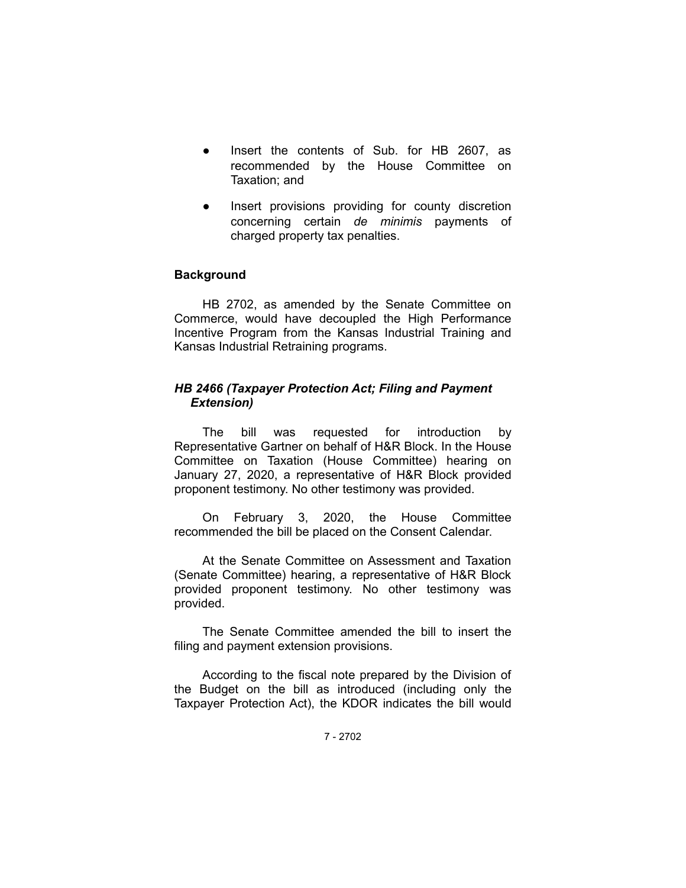- Insert the contents of Sub. for HB 2607, as recommended by the House Committee on Taxation; and
- Insert provisions providing for county discretion concerning certain *de minimis* payments of charged property tax penalties.

**Background**

HB 2702, as amended by the Senate Committee on Commerce, would have decoupled the High Performance Incentive Program from the Kansas Industrial Training and Kansas Industrial Retraining programs.

***HB 2466 (Taxpayer Protection Act; Filing and Payment Extension)***

The bill was requested for introduction by Representative Gartner on behalf of H&R Block. In the House Committee on Taxation (House Committee) hearing on January 27, 2020, a representative of H&R Block provided proponent testimony. No other testimony was provided.

On February 3, 2020, the House Committee recommended the bill be placed on the Consent Calendar.

At the Senate Committee on Assessment and Taxation (Senate Committee) hearing, a representative of H&R Block provided proponent testimony. No other testimony was provided.

The Senate Committee amended the bill to insert the filing and payment extension provisions.

According to the fiscal note prepared by the Division of the Budget on the bill as introduced (including only the Taxpayer Protection Act), the KDOR indicates the bill would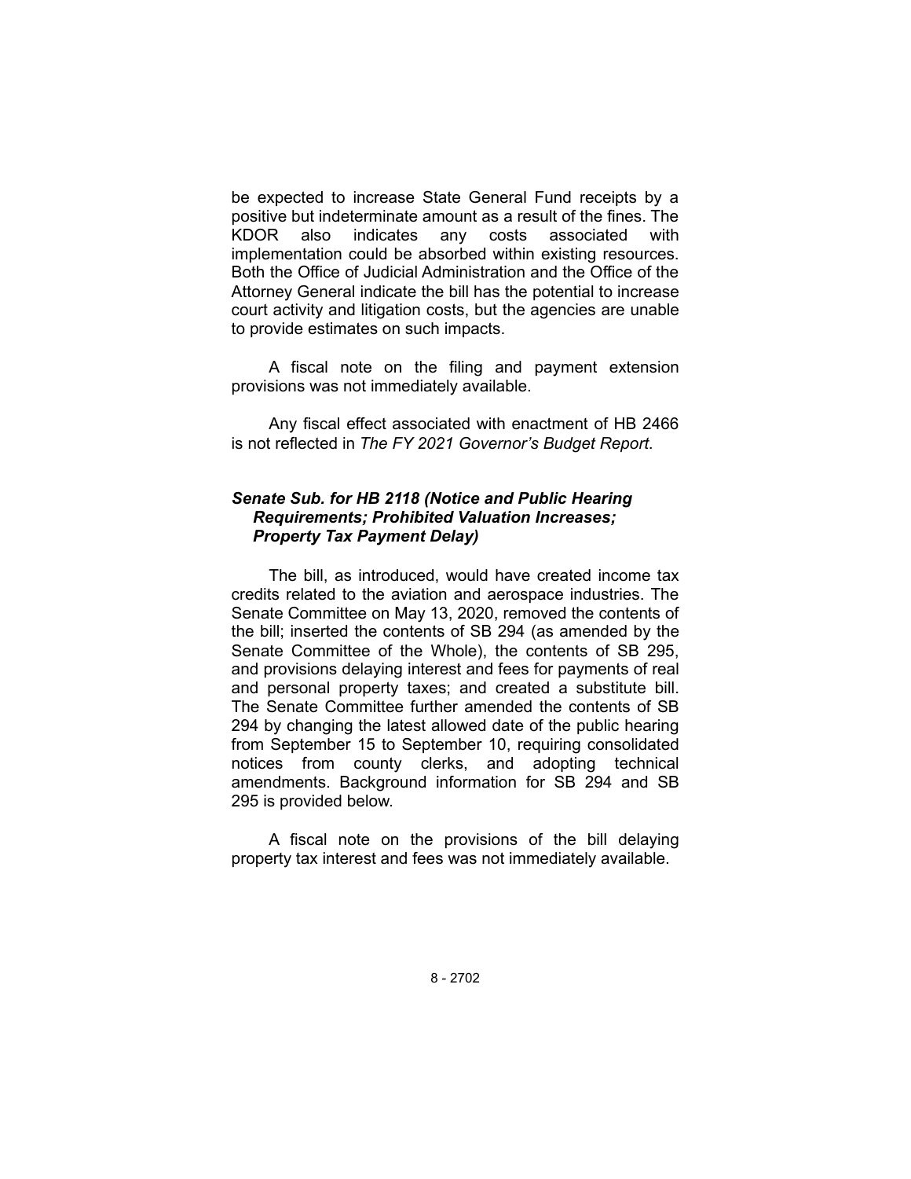be expected to increase State General Fund receipts by a positive but indeterminate amount as a result of the fines. The KDOR also indicates any costs associated with implementation could be absorbed within existing resources. Both the Office of Judicial Administration and the Office of the Attorney General indicate the bill has the potential to increase court activity and litigation costs, but the agencies are unable to provide estimates on such impacts.

A fiscal note on the filing and payment extension provisions was not immediately available.

Any fiscal effect associated with enactment of HB 2466 is not reflected in *The FY 2021 Governor's Budget Report*.

### *Senate Sub. for HB 2118 (Notice and Public Hearing Requirements; Prohibited Valuation Increases; Property Tax Payment Delay)*

The bill, as introduced, would have created income tax credits related to the aviation and aerospace industries. The Senate Committee on May 13, 2020, removed the contents of the bill; inserted the contents of SB 294 (as amended by the Senate Committee of the Whole), the contents of SB 295, and provisions delaying interest and fees for payments of real and personal property taxes; and created a substitute bill. The Senate Committee further amended the contents of SB 294 by changing the latest allowed date of the public hearing from September 15 to September 10, requiring consolidated notices from county clerks, and adopting technical amendments. Background information for SB 294 and SB 295 is provided below.

A fiscal note on the provisions of the bill delaying property tax interest and fees was not immediately available.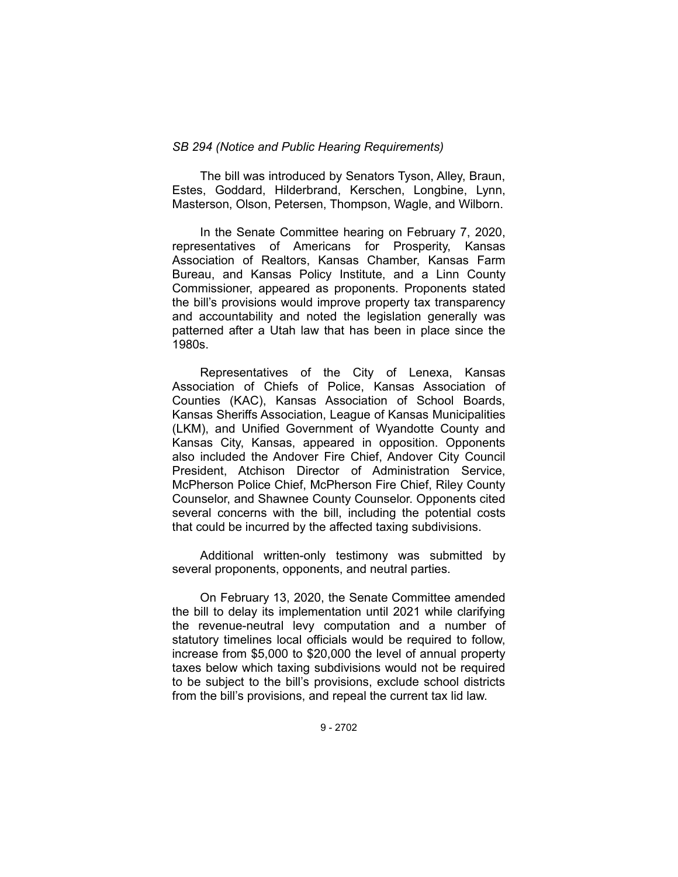*SB 294 (Notice and Public Hearing Requirements)*

The bill was introduced by Senators Tyson, Alley, Braun, Estes, Goddard, Hilderbrand, Kerschen, Longbine, Lynn, Masterson, Olson, Petersen, Thompson, Wagle, and Wilborn.

In the Senate Committee hearing on February 7, 2020, representatives of Americans for Prosperity, Kansas Association of Realtors, Kansas Chamber, Kansas Farm Bureau, and Kansas Policy Institute, and a Linn County Commissioner, appeared as proponents. Proponents stated the bill's provisions would improve property tax transparency and accountability and noted the legislation generally was patterned after a Utah law that has been in place since the 1980s.

Representatives of the City of Lenexa, Kansas Association of Chiefs of Police, Kansas Association of Counties (KAC), Kansas Association of School Boards, Kansas Sheriffs Association, League of Kansas Municipalities (LKM), and Unified Government of Wyandotte County and Kansas City, Kansas, appeared in opposition. Opponents also included the Andover Fire Chief, Andover City Council President, Atchison Director of Administration Service, McPherson Police Chief, McPherson Fire Chief, Riley County Counselor, and Shawnee County Counselor. Opponents cited several concerns with the bill, including the potential costs that could be incurred by the affected taxing subdivisions.

Additional written-only testimony was submitted by several proponents, opponents, and neutral parties.

On February 13, 2020, the Senate Committee amended the bill to delay its implementation until 2021 while clarifying the revenue-neutral levy computation and a number of statutory timelines local officials would be required to follow, increase from $5,000 to $20,000 the level of annual property taxes below which taxing subdivisions would not be required to be subject to the bill's provisions, exclude school districts from the bill's provisions, and repeal the current tax lid law.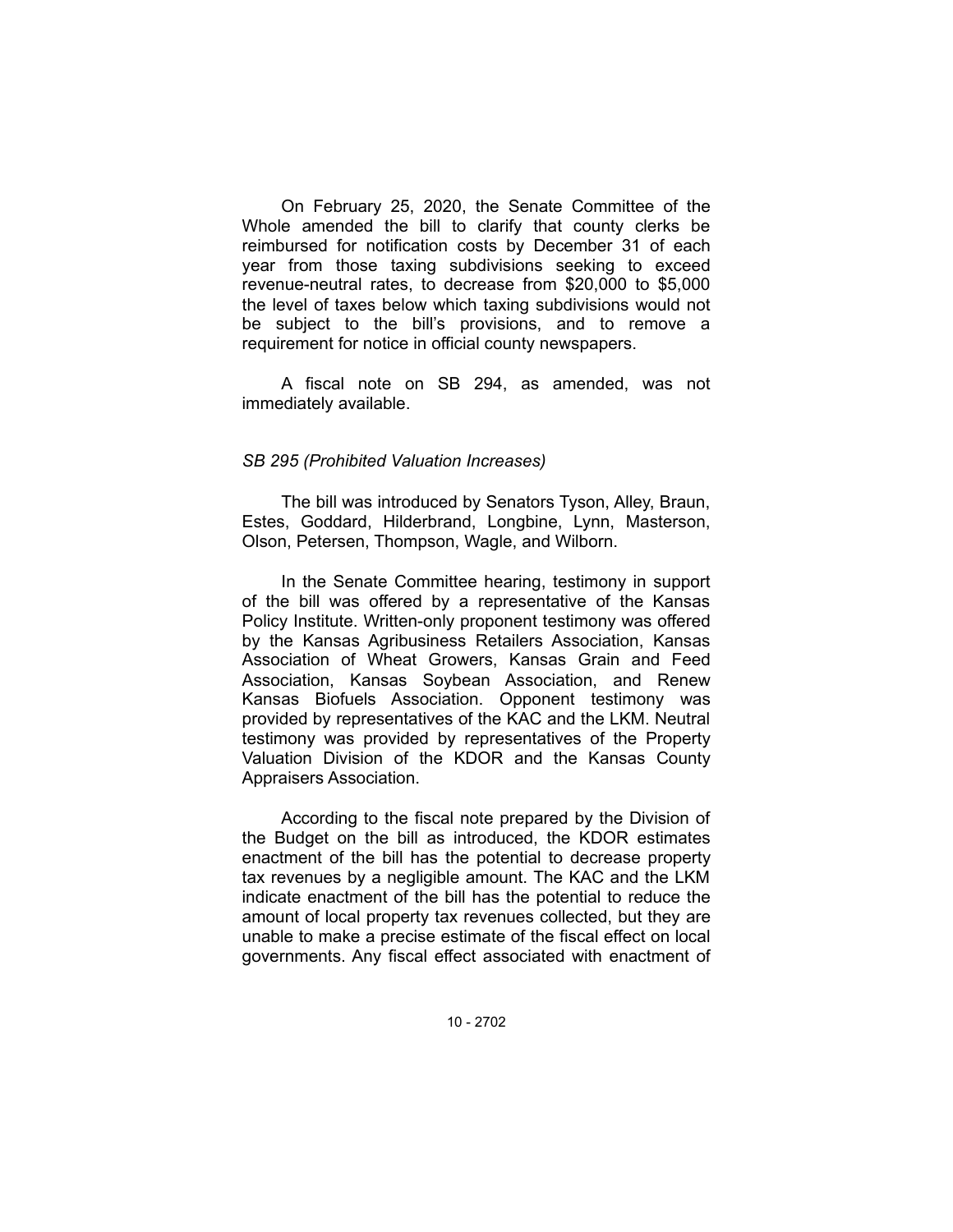On February 25, 2020, the Senate Committee of the Whole amended the bill to clarify that county clerks be reimbursed for notification costs by December 31 of each year from those taxing subdivisions seeking to exceed revenue-neutral rates, to decrease from $20,000 to $5,000 the level of taxes below which taxing subdivisions would not be subject to the bill's provisions, and to remove a requirement for notice in official county newspapers.

A fiscal note on SB 294, as amended, was not immediately available.

*SB 295 (Prohibited Valuation Increases)*

The bill was introduced by Senators Tyson, Alley, Braun, Estes, Goddard, Hilderbrand, Longbine, Lynn, Masterson, Olson, Petersen, Thompson, Wagle, and Wilborn.

In the Senate Committee hearing, testimony in support of the bill was offered by a representative of the Kansas Policy Institute. Written-only proponent testimony was offered by the Kansas Agribusiness Retailers Association, Kansas Association of Wheat Growers, Kansas Grain and Feed Association, Kansas Soybean Association, and Renew Kansas Biofuels Association. Opponent testimony was provided by representatives of the KAC and the LKM. Neutral testimony was provided by representatives of the Property Valuation Division of the KDOR and the Kansas County Appraisers Association.

According to the fiscal note prepared by the Division of the Budget on the bill as introduced, the KDOR estimates enactment of the bill has the potential to decrease property tax revenues by a negligible amount. The KAC and the LKM indicate enactment of the bill has the potential to reduce the amount of local property tax revenues collected, but they are unable to make a precise estimate of the fiscal effect on local governments. Any fiscal effect associated with enactment of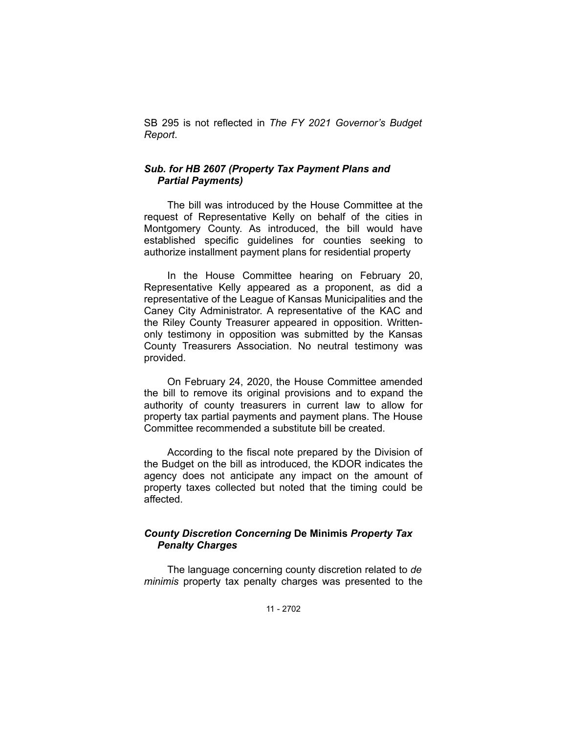SB 295 is not reflected in *The FY 2021 Governor's Budget Report*.

### *Sub. for HB 2607 (Property Tax Payment Plans and Partial Payments)*

The bill was introduced by the House Committee at the request of Representative Kelly on behalf of the cities in Montgomery County. As introduced, the bill would have established specific guidelines for counties seeking to authorize installment payment plans for residential property

In the House Committee hearing on February 20, Representative Kelly appeared as a proponent, as did a representative of the League of Kansas Municipalities and the Caney City Administrator. A representative of the KAC and the Riley County Treasurer appeared in opposition. Written-only testimony in opposition was submitted by the Kansas County Treasurers Association. No neutral testimony was provided.

On February 24, 2020, the House Committee amended the bill to remove its original provisions and to expand the authority of county treasurers in current law to allow for property tax partial payments and payment plans. The House Committee recommended a substitute bill be created.

According to the fiscal note prepared by the Division of the Budget on the bill as introduced, the KDOR indicates the agency does not anticipate any impact on the amount of property taxes collected but noted that the timing could be affected.

### *County Discretion Concerning* **De Minimis** *Property Tax Penalty Charges*

The language concerning county discretion related to *de minimis* property tax penalty charges was presented to the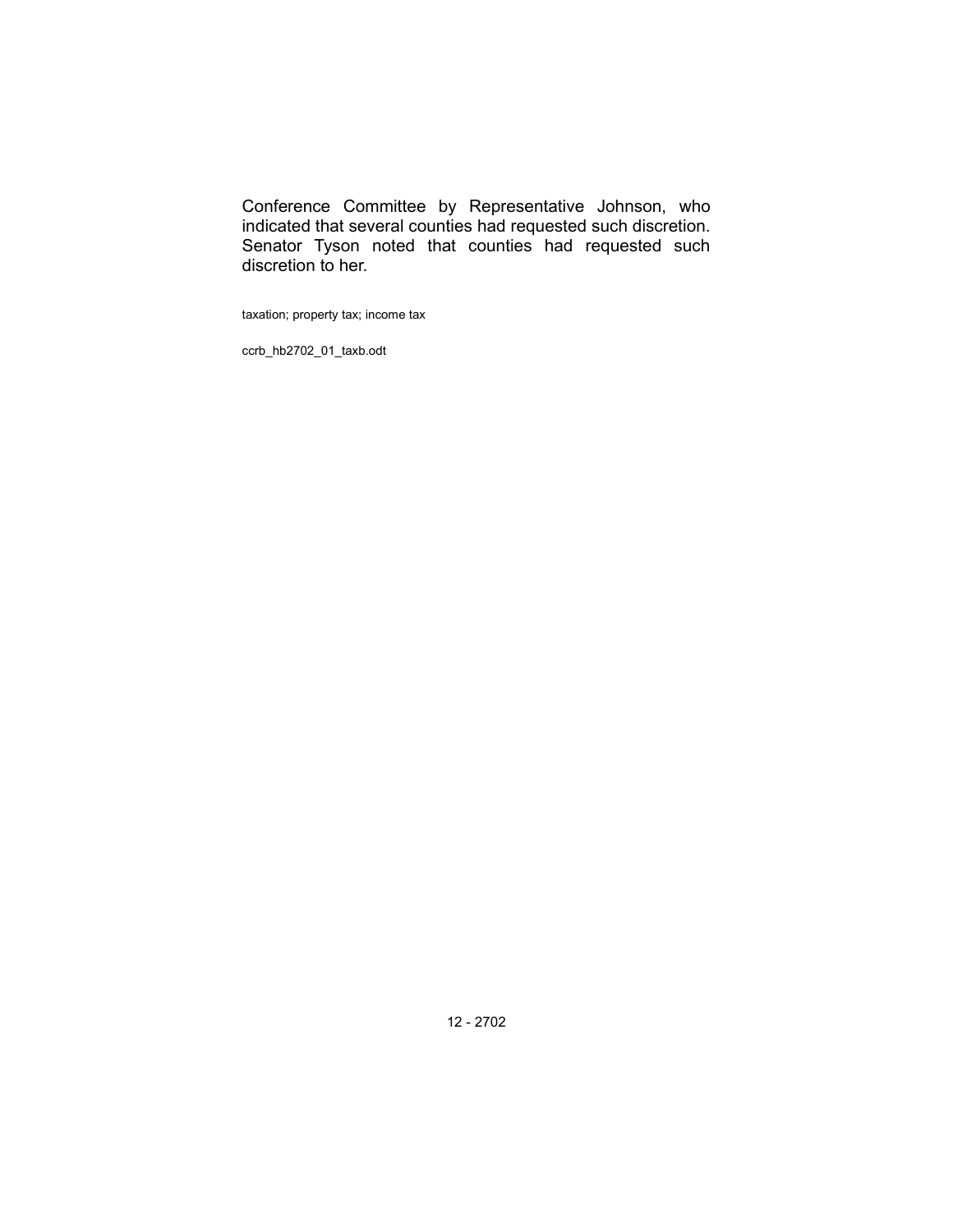Conference Committee by Representative Johnson, who indicated that several counties had requested such discretion. Senator Tyson noted that counties had requested such discretion to her.

taxation; property tax; income tax

ccrb_hb2702_01_taxb.odt